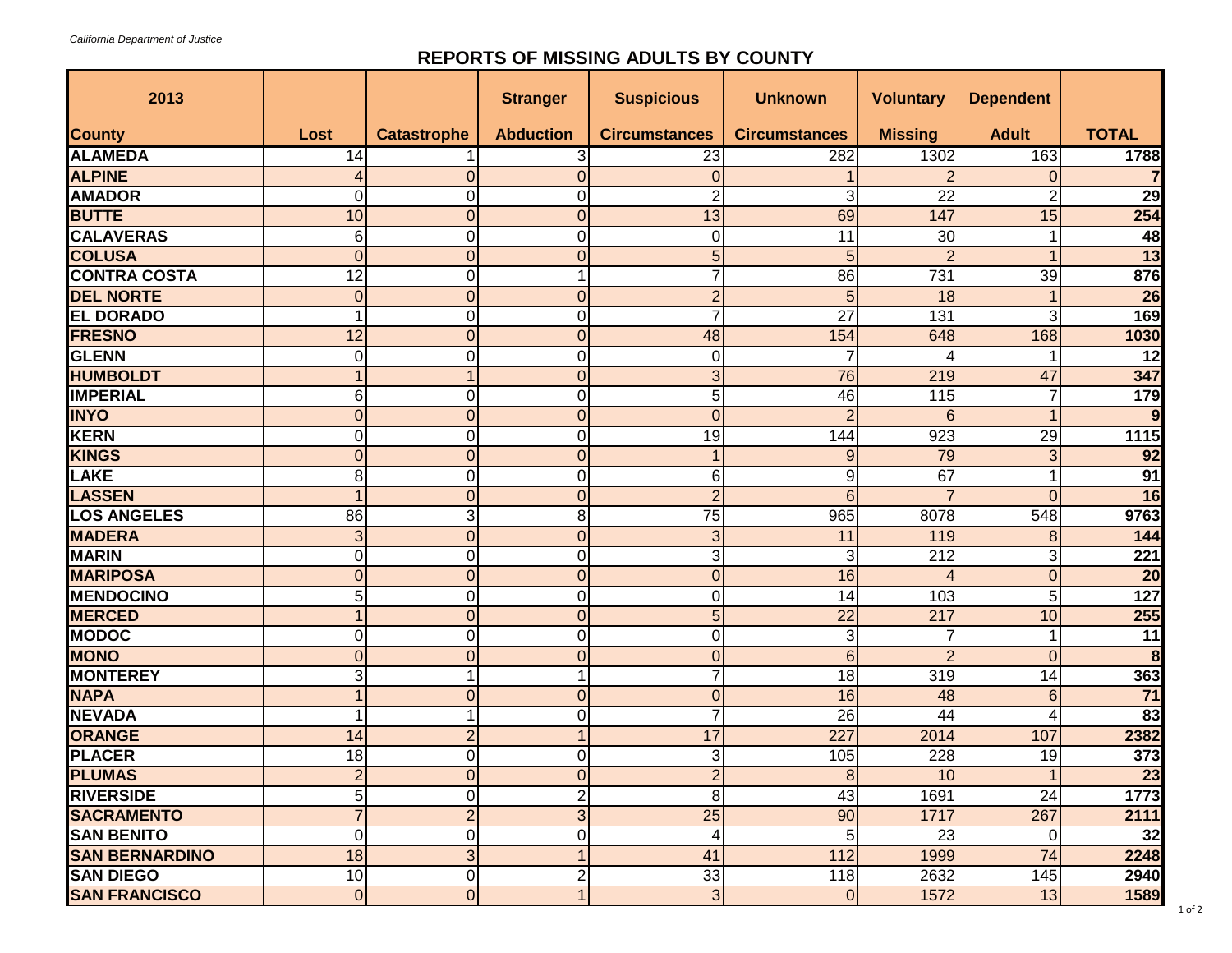*California Department of Justice*

# REPORTS OF MISSING ADULTS BY COUNTY

| 2013 County | Lost | Catastrophe | Stranger Abduction | Suspicious Circumstances | Unknown Circumstances | Voluntary Missing | Dependent Adult | TOTAL |
|---|---|---|---|---|---|---|---|---|
| ALAMEDA | 14 | 1 | 3 | 23 | 282 | 1302 | 163 | 1788 |
| ALPINE | 4 | 0 | 0 | 0 | 1 | 2 | 0 | 7 |
| AMADOR | 0 | 0 | 0 | 2 | 3 | 22 | 2 | 29 |
| BUTTE | 10 | 0 | 0 | 13 | 69 | 147 | 15 | 254 |
| CALAVERAS | 6 | 0 | 0 | 0 | 11 | 30 | 1 | 48 |
| COLUSA | 0 | 0 | 0 | 5 | 5 | 2 | 1 | 13 |
| CONTRA COSTA | 12 | 0 | 1 | 7 | 86 | 731 | 39 | 876 |
| DEL NORTE | 0 | 0 | 0 | 2 | 5 | 18 | 1 | 26 |
| EL DORADO | 1 | 0 | 0 | 7 | 27 | 131 | 3 | 169 |
| FRESNO | 12 | 0 | 0 | 48 | 154 | 648 | 168 | 1030 |
| GLENN | 0 | 0 | 0 | 0 | 7 | 4 | 1 | 12 |
| HUMBOLDT | 1 | 1 | 0 | 3 | 76 | 219 | 47 | 347 |
| IMPERIAL | 6 | 0 | 0 | 5 | 46 | 115 | 7 | 179 |
| INYO | 0 | 0 | 0 | 0 | 2 | 6 | 1 | 9 |
| KERN | 0 | 0 | 0 | 19 | 144 | 923 | 29 | 1115 |
| KINGS | 0 | 0 | 0 | 1 | 9 | 79 | 3 | 92 |
| LAKE | 8 | 0 | 0 | 6 | 9 | 67 | 1 | 91 |
| LASSEN | 1 | 0 | 0 | 2 | 6 | 7 | 0 | 16 |
| LOS ANGELES | 86 | 3 | 8 | 75 | 965 | 8078 | 548 | 9763 |
| MADERA | 3 | 0 | 0 | 3 | 11 | 119 | 8 | 144 |
| MARIN | 0 | 0 | 0 | 3 | 3 | 212 | 3 | 221 |
| MARIPOSA | 0 | 0 | 0 | 0 | 16 | 4 | 0 | 20 |
| MENDOCINO | 5 | 0 | 0 | 0 | 14 | 103 | 5 | 127 |
| MERCED | 1 | 0 | 0 | 5 | 22 | 217 | 10 | 255 |
| MODOC | 0 | 0 | 0 | 0 | 3 | 7 | 1 | 11 |
| MONO | 0 | 0 | 0 | 0 | 6 | 2 | 0 | 8 |
| MONTEREY | 3 | 1 | 1 | 7 | 18 | 319 | 14 | 363 |
| NAPA | 1 | 0 | 0 | 0 | 16 | 48 | 6 | 71 |
| NEVADA | 1 | 1 | 0 | 7 | 26 | 44 | 4 | 83 |
| ORANGE | 14 | 2 | 1 | 17 | 227 | 2014 | 107 | 2382 |
| PLACER | 18 | 0 | 0 | 3 | 105 | 228 | 19 | 373 |
| PLUMAS | 2 | 0 | 0 | 2 | 8 | 10 | 1 | 23 |
| RIVERSIDE | 5 | 0 | 2 | 8 | 43 | 1691 | 24 | 1773 |
| SACRAMENTO | 7 | 2 | 3 | 25 | 90 | 1717 | 267 | 2111 |
| SAN BENITO | 0 | 0 | 0 | 4 | 5 | 23 | 0 | 32 |
| SAN BERNARDINO | 18 | 3 | 1 | 41 | 112 | 1999 | 74 | 2248 |
| SAN DIEGO | 10 | 0 | 2 | 33 | 118 | 2632 | 145 | 2940 |
| SAN FRANCISCO | 0 | 0 | 1 | 3 | 0 | 1572 | 13 | 1589 |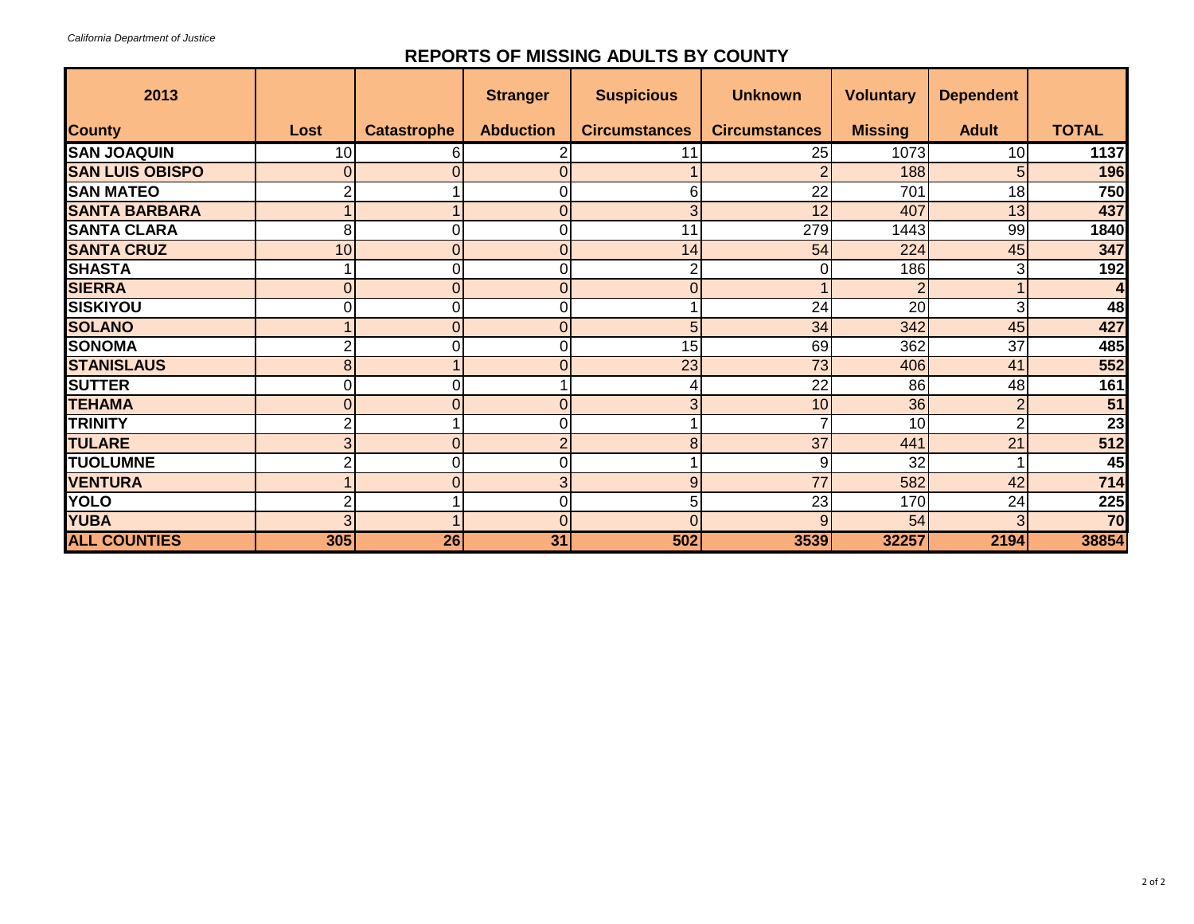*California Department of Justice*

## REPORTS OF MISSING ADULTS BY COUNTY

| 2013 County | Lost | Catastrophe | Stranger Abduction | Suspicious Circumstances | Unknown Circumstances | Voluntary Missing | Dependent Adult | TOTAL |
|---|---|---|---|---|---|---|---|---|
| **SAN JOAQUIN** | 10 | 6 | 2 | 11 | 25 | 1073 | 10 | **1137** |
| **SAN LUIS OBISPO** | 0 | 0 | 0 | 1 | 2 | 188 | 5 | **196** |
| **SAN MATEO** | 2 | 1 | 0 | 6 | 22 | 701 | 18 | **750** |
| **SANTA BARBARA** | 1 | 1 | 0 | 3 | 12 | 407 | 13 | **437** |
| **SANTA CLARA** | 8 | 0 | 0 | 11 | 279 | 1443 | 99 | **1840** |
| **SANTA CRUZ** | 10 | 0 | 0 | 14 | 54 | 224 | 45 | **347** |
| **SHASTA** | 1 | 0 | 0 | 2 | 0 | 186 | 3 | **192** |
| **SIERRA** | 0 | 0 | 0 | 0 | 1 | 2 | 1 | **4** |
| **SISKIYOU** | 0 | 0 | 0 | 1 | 24 | 20 | 3 | **48** |
| **SOLANO** | 1 | 0 | 0 | 5 | 34 | 342 | 45 | **427** |
| **SONOMA** | 2 | 0 | 0 | 15 | 69 | 362 | 37 | **485** |
| **STANISLAUS** | 8 | 1 | 0 | 23 | 73 | 406 | 41 | **552** |
| **SUTTER** | 0 | 0 | 1 | 4 | 22 | 86 | 48 | **161** |
| **TEHAMA** | 0 | 0 | 0 | 3 | 10 | 36 | 2 | **51** |
| **TRINITY** | 2 | 1 | 0 | 1 | 7 | 10 | 2 | **23** |
| **TULARE** | 3 | 0 | 2 | 8 | 37 | 441 | 21 | **512** |
| **TUOLUMNE** | 2 | 0 | 0 | 1 | 9 | 32 | 1 | **45** |
| **VENTURA** | 1 | 0 | 3 | 9 | 77 | 582 | 42 | **714** |
| **YOLO** | 2 | 1 | 0 | 5 | 23 | 170 | 24 | **225** |
| **YUBA** | 3 | 1 | 0 | 0 | 9 | 54 | 3 | **70** |
| **ALL COUNTIES** | **305** | **26** | **31** | **502** | **3539** | **32257** | **2194** | **38854** |